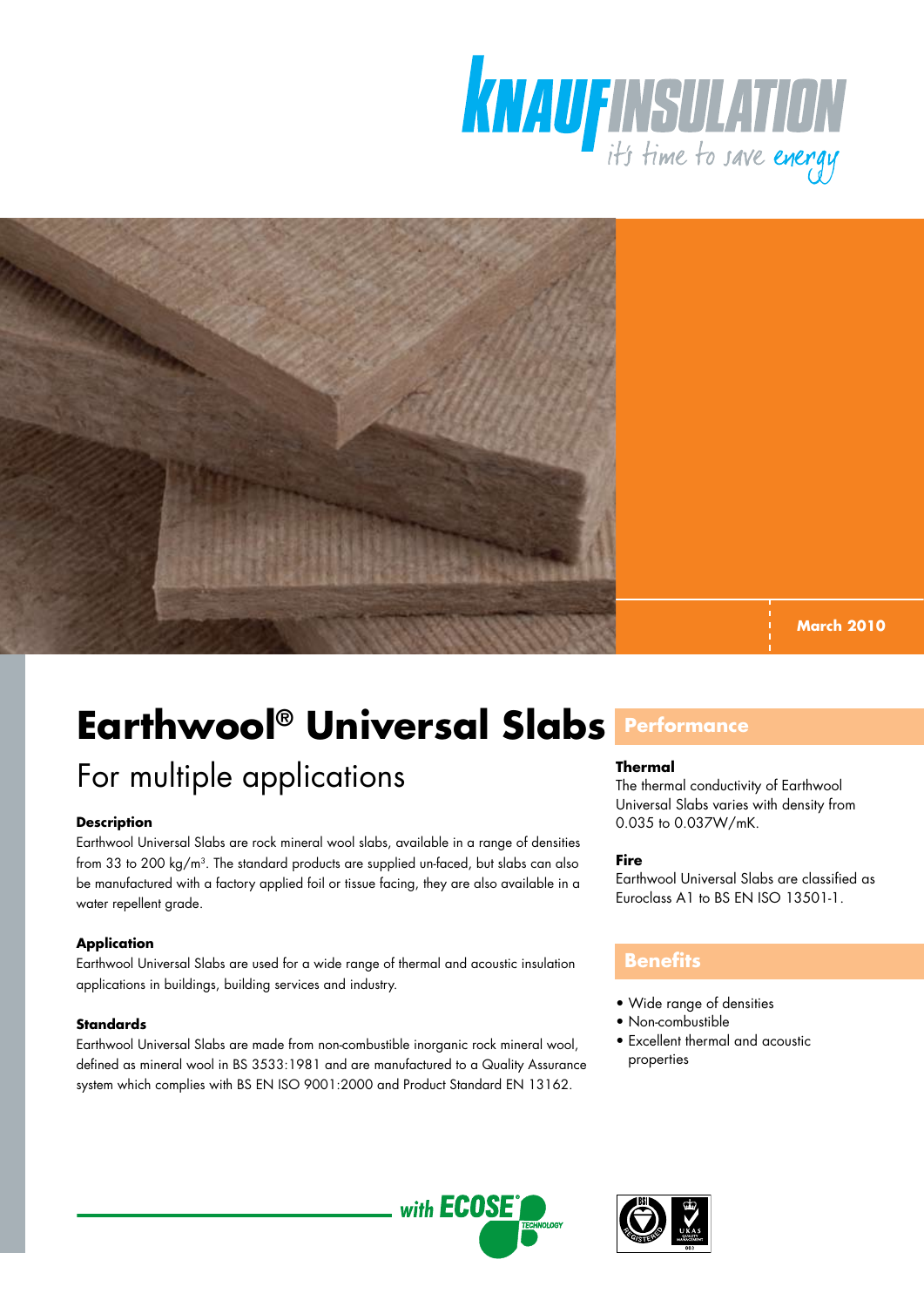March 2010

# Earthwool® Universal Slabs

## For multiple applications

### Description

Earthwool Universal Slabs are rock mineral wool slabs, available in a range of densities from 33 to 200 kg/m³. The standard products are supplied un-faced, but slabs can also be manufactured with a factory applied foil or tissue facing, they are also available in a water repellent grade.

### Application

Earthwool Universal Slabs are used for a wide range of thermal and acoustic insulation applications in buildings, building services and industry.

### Standards

Earthwool Universal Slabs are made from non-combustible inorganic rock mineral wool, defined as mineral wool in BS 3533:1981 and are manufactured to a Quality Assurance system which complies with BS EN ISO 9001:2000 and Product Standard EN 13162.

## Performance

### Thermal

The thermal conductivity of Earthwool Universal Slabs varies with density from 0.035 to 0.037W/mK.

### Fire

Earthwool Universal Slabs are classified as Euroclass A1 to BS EN ISO 13501-1.

## Benefits

- Wide range of densities
- Non-combustible
- Excellent thermal and acoustic properties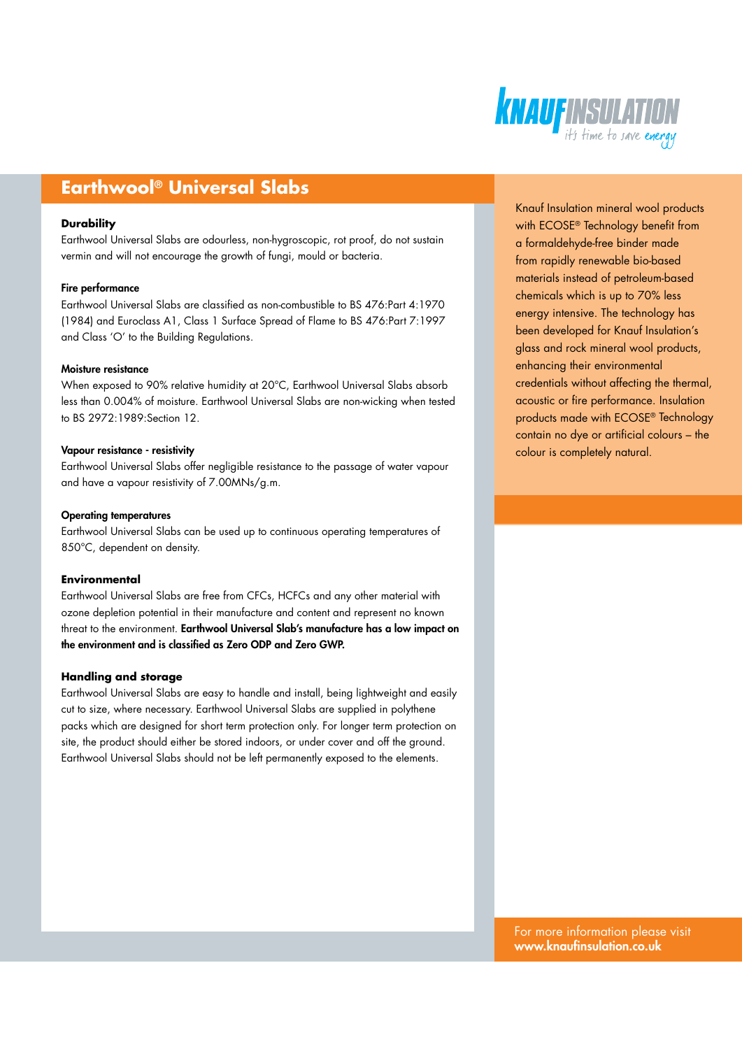# Earthwool® Universal Slabs

### Durability

Earthwool Universal Slabs are odourless, non-hygroscopic, rot proof, do not sustain vermin and will not encourage the growth of fungi, mould or bacteria.

### Fire performance

Earthwool Universal Slabs are classified as non-combustible to BS 476:Part 4:1970 (1984) and Euroclass A1, Class 1 Surface Spread of Flame to BS 476:Part 7:1997 and Class 'O' to the Building Regulations.

### Moisture resistance

When exposed to 90% relative humidity at 20°C, Earthwool Universal Slabs absorb less than 0.004% of moisture. Earthwool Universal Slabs are non-wicking when tested to BS 2972:1989:Section 12.

### Vapour resistance - resistivity

Earthwool Universal Slabs offer negligible resistance to the passage of water vapour and have a vapour resistivity of 7.00MNs/g.m.

### Operating temperatures

Earthwool Universal Slabs can be used up to continuous operating temperatures of 850°C, dependent on density.

### Environmental

Earthwool Universal Slabs are free from CFCs, HCFCs and any other material with ozone depletion potential in their manufacture and content and represent no known threat to the environment. **Earthwool Universal Slab's manufacture has a low impact on the environment and is classified as Zero ODP and Zero GWP.**

### Handling and storage

Earthwool Universal Slabs are easy to handle and install, being lightweight and easily cut to size, where necessary. Earthwool Universal Slabs are supplied in polythene packs which are designed for short term protection only. For longer term protection on site, the product should either be stored indoors, or under cover and off the ground. Earthwool Universal Slabs should not be left permanently exposed to the elements.

Knauf Insulation mineral wool products with ECOSE® Technology benefit from a formaldehyde-free binder made from rapidly renewable bio-based materials instead of petroleum-based chemicals which is up to 70% less energy intensive. The technology has been developed for Knauf Insulation's glass and rock mineral wool products, enhancing their environmental credentials without affecting the thermal, acoustic or fire performance. Insulation products made with ECOSE® Technology contain no dye or artificial colours – the colour is completely natural.

For more information please visit
**www.knaufinsulation.co.uk**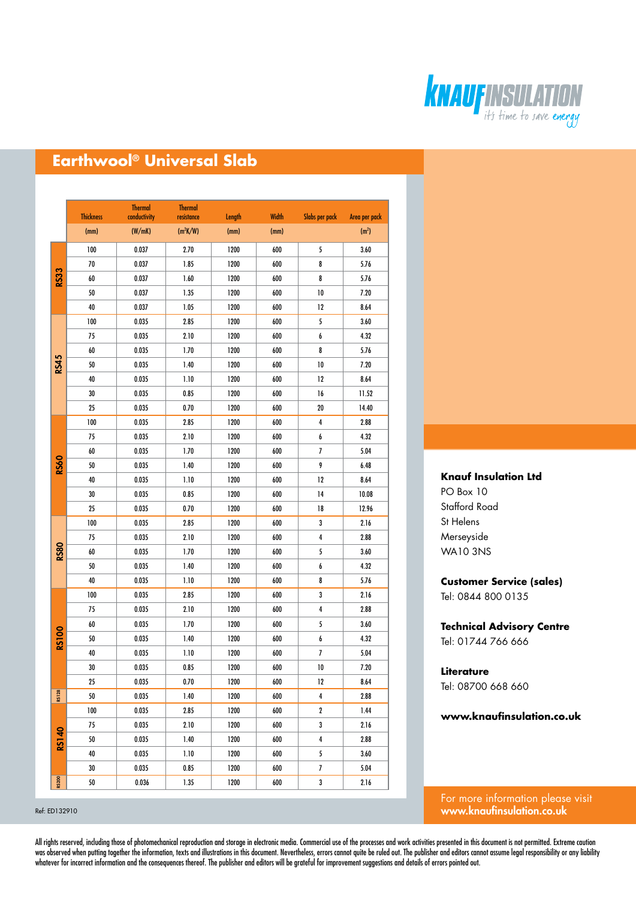# Earthwool® Universal Slab

| | Thickness (mm) | Thermal conductivity (W/mK) | Thermal resistance ($m^2K/W$) | Length (mm) | Width (mm) | Slabs per pack | Area per pack ($m^2$) |
|---|---|---|---|---|---|---|---|
| RS33 | 100 | 0.037 | 2.70 | 1200 | 600 | 5 | 3.60 |
| | 70 | 0.037 | 1.85 | 1200 | 600 | 8 | 5.76 |
| | 60 | 0.037 | 1.60 | 1200 | 600 | 8 | 5.76 |
| | 50 | 0.037 | 1.35 | 1200 | 600 | 10 | 7.20 |
| | 40 | 0.037 | 1.05 | 1200 | 600 | 12 | 8.64 |
| RS45 | 100 | 0.035 | 2.85 | 1200 | 600 | 5 | 3.60 |
| | 75 | 0.035 | 2.10 | 1200 | 600 | 6 | 4.32 |
| | 60 | 0.035 | 1.70 | 1200 | 600 | 8 | 5.76 |
| | 50 | 0.035 | 1.40 | 1200 | 600 | 10 | 7.20 |
| | 40 | 0.035 | 1.10 | 1200 | 600 | 12 | 8.64 |
| | 30 | 0.035 | 0.85 | 1200 | 600 | 16 | 11.52 |
| | 25 | 0.035 | 0.70 | 1200 | 600 | 20 | 14.40 |
| RS60 | 100 | 0.035 | 2.85 | 1200 | 600 | 4 | 2.88 |
| | 75 | 0.035 | 2.10 | 1200 | 600 | 6 | 4.32 |
| | 60 | 0.035 | 1.70 | 1200 | 600 | 7 | 5.04 |
| | 50 | 0.035 | 1.40 | 1200 | 600 | 9 | 6.48 |
| | 40 | 0.035 | 1.10 | 1200 | 600 | 12 | 8.64 |
| | 30 | 0.035 | 0.85 | 1200 | 600 | 14 | 10.08 |
| | 25 | 0.035 | 0.70 | 1200 | 600 | 18 | 12.96 |
| RS80 | 100 | 0.035 | 2.85 | 1200 | 600 | 3 | 2.16 |
| | 75 | 0.035 | 2.10 | 1200 | 600 | 4 | 2.88 |
| | 60 | 0.035 | 1.70 | 1200 | 600 | 5 | 3.60 |
| | 50 | 0.035 | 1.40 | 1200 | 600 | 6 | 4.32 |
| | 40 | 0.035 | 1.10 | 1200 | 600 | 8 | 5.76 |
| RS100 | 100 | 0.035 | 2.85 | 1200 | 600 | 3 | 2.16 |
| | 75 | 0.035 | 2.10 | 1200 | 600 | 4 | 2.88 |
| | 60 | 0.035 | 1.70 | 1200 | 600 | 5 | 3.60 |
| | 50 | 0.035 | 1.40 | 1200 | 600 | 6 | 4.32 |
| | 40 | 0.035 | 1.10 | 1200 | 600 | 7 | 5.04 |
| | 30 | 0.035 | 0.85 | 1200 | 600 | 10 | 7.20 |
| | 25 | 0.035 | 0.70 | 1200 | 600 | 12 | 8.64 |
| RS128 | 50 | 0.035 | 1.40 | 1200 | 600 | 4 | 2.88 |
| RS140 | 100 | 0.035 | 2.85 | 1200 | 600 | 2 | 1.44 |
| | 75 | 0.035 | 2.10 | 1200 | 600 | 3 | 2.16 |
| | 50 | 0.035 | 1.40 | 1200 | 600 | 4 | 2.88 |
| | 40 | 0.035 | 1.10 | 1200 | 600 | 5 | 3.60 |
| | 30 | 0.035 | 0.85 | 1200 | 600 | 7 | 5.04 |
| RS200 | 50 | 0.036 | 1.35 | 1200 | 600 | 3 | 2.16 |

Ref: ED132910

**Knauf Insulation Ltd**
PO Box 10
Stafford Road
St Helens
Merseyside
WA10 3NS

**Customer Service (sales)**
Tel: 0844 800 0135

**Technical Advisory Centre**
Tel: 01744 766 666

**Literature**
Tel: 08700 668 660

**www.knaufinsulation.co.uk**

For more information please visit
**www.knaufinsulation.co.uk**

All rights reserved, including those of photomechanical reproduction and storage in electronic media. Commercial use of the processes and work activities presented in this document is not permitted. Extreme caution was observed when putting together the information, texts and illustrations in this document. Nevertheless, errors cannot quite be ruled out. The publisher and editors cannot assume legal responsibility or any liability whatever for incorrect information and the consequences thereof. The publisher and editors will be grateful for improvement suggestions and details of errors pointed out.